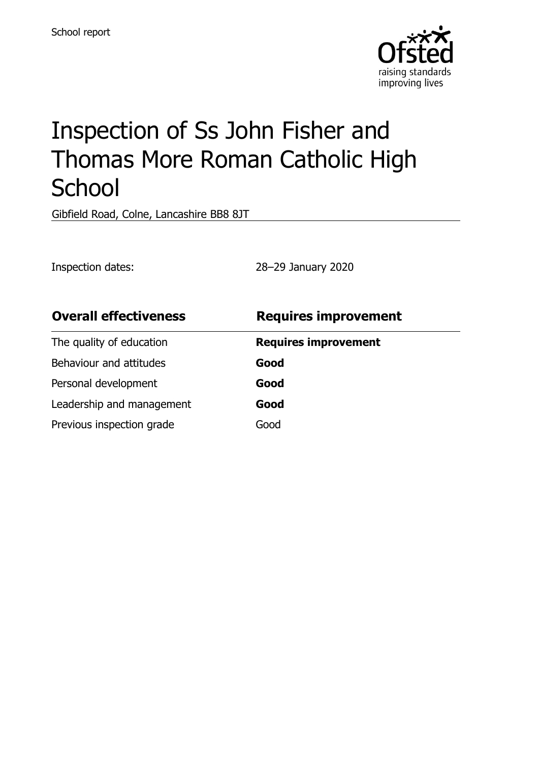School report

# Inspection of Ss John Fisher and Thomas More Roman Catholic High School

Gibfield Road, Colne, Lancashire BB8 8JT

Inspection dates: 28–29 January 2020

| **Overall effectiveness** | **Requires improvement** |
|---|---|
| The quality of education | **Requires improvement** |
| Behaviour and attitudes | **Good** |
| Personal development | **Good** |
| Leadership and management | **Good** |
| Previous inspection grade | Good |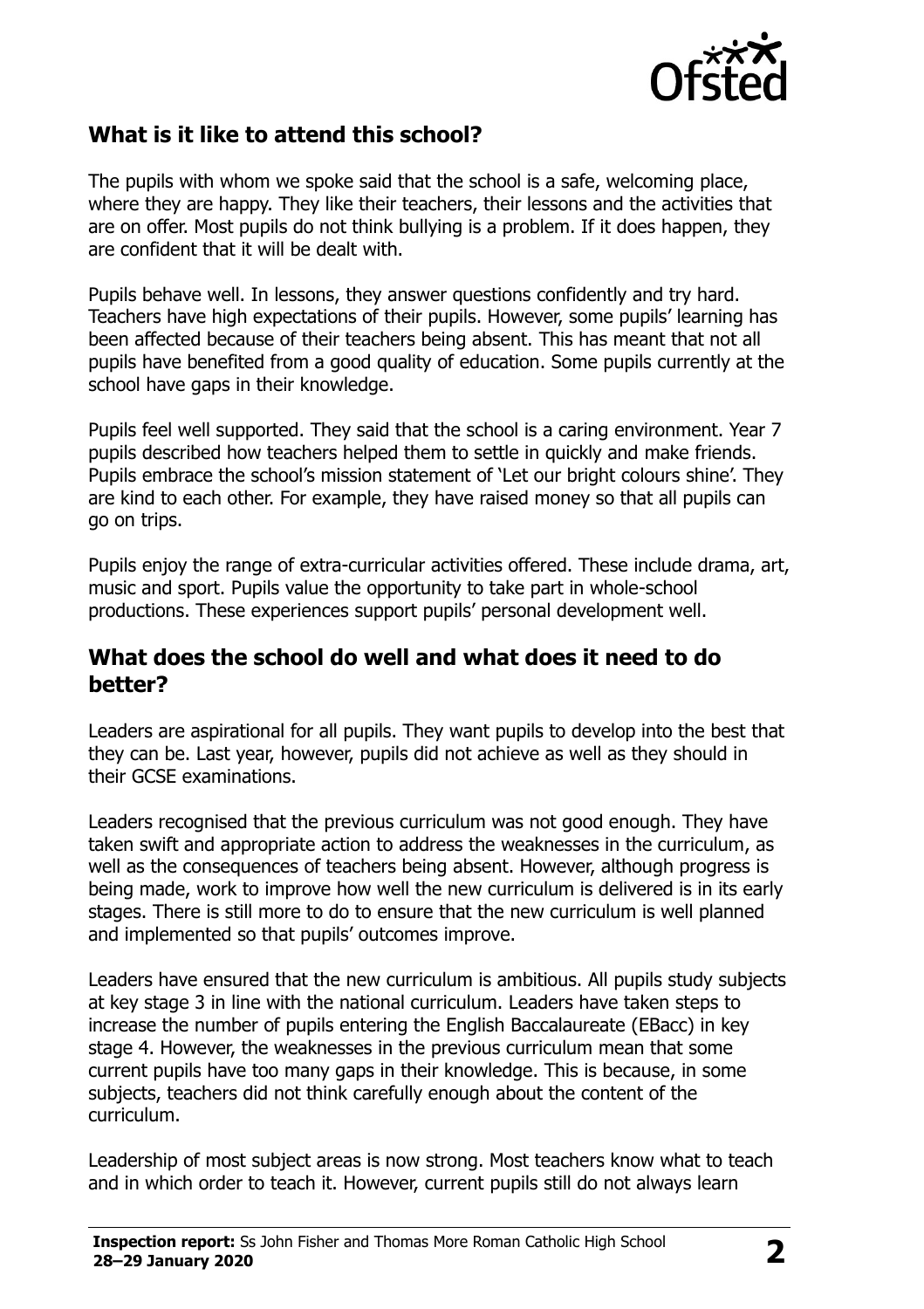## What is it like to attend this school?

The pupils with whom we spoke said that the school is a safe, welcoming place, where they are happy. They like their teachers, their lessons and the activities that are on offer. Most pupils do not think bullying is a problem. If it does happen, they are confident that it will be dealt with.

Pupils behave well. In lessons, they answer questions confidently and try hard. Teachers have high expectations of their pupils. However, some pupils' learning has been affected because of their teachers being absent. This has meant that not all pupils have benefited from a good quality of education. Some pupils currently at the school have gaps in their knowledge.

Pupils feel well supported. They said that the school is a caring environment. Year 7 pupils described how teachers helped them to settle in quickly and make friends. Pupils embrace the school's mission statement of 'Let our bright colours shine'. They are kind to each other. For example, they have raised money so that all pupils can go on trips.

Pupils enjoy the range of extra-curricular activities offered. These include drama, art, music and sport. Pupils value the opportunity to take part in whole-school productions. These experiences support pupils' personal development well.

## What does the school do well and what does it need to do better?

Leaders are aspirational for all pupils. They want pupils to develop into the best that they can be. Last year, however, pupils did not achieve as well as they should in their GCSE examinations.

Leaders recognised that the previous curriculum was not good enough. They have taken swift and appropriate action to address the weaknesses in the curriculum, as well as the consequences of teachers being absent. However, although progress is being made, work to improve how well the new curriculum is delivered is in its early stages. There is still more to do to ensure that the new curriculum is well planned and implemented so that pupils' outcomes improve.

Leaders have ensured that the new curriculum is ambitious. All pupils study subjects at key stage 3 in line with the national curriculum. Leaders have taken steps to increase the number of pupils entering the English Baccalaureate (EBacc) in key stage 4. However, the weaknesses in the previous curriculum mean that some current pupils have too many gaps in their knowledge. This is because, in some subjects, teachers did not think carefully enough about the content of the curriculum.

Leadership of most subject areas is now strong. Most teachers know what to teach and in which order to teach it. However, current pupils still do not always learn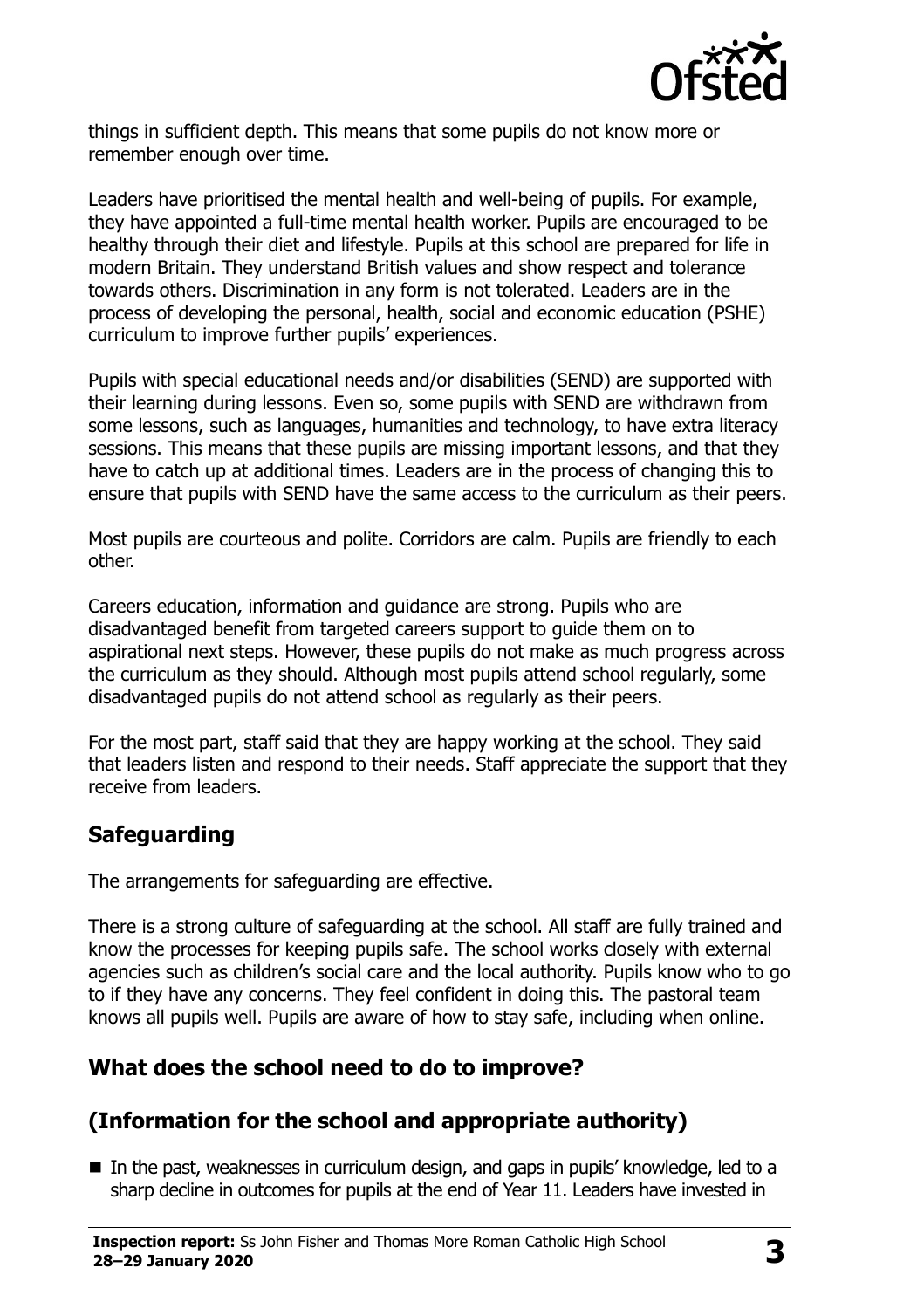things in sufficient depth. This means that some pupils do not know more or remember enough over time.

Leaders have prioritised the mental health and well-being of pupils. For example, they have appointed a full-time mental health worker. Pupils are encouraged to be healthy through their diet and lifestyle. Pupils at this school are prepared for life in modern Britain. They understand British values and show respect and tolerance towards others. Discrimination in any form is not tolerated. Leaders are in the process of developing the personal, health, social and economic education (PSHE) curriculum to improve further pupils' experiences.

Pupils with special educational needs and/or disabilities (SEND) are supported with their learning during lessons. Even so, some pupils with SEND are withdrawn from some lessons, such as languages, humanities and technology, to have extra literacy sessions. This means that these pupils are missing important lessons, and that they have to catch up at additional times. Leaders are in the process of changing this to ensure that pupils with SEND have the same access to the curriculum as their peers.

Most pupils are courteous and polite. Corridors are calm. Pupils are friendly to each other.

Careers education, information and guidance are strong. Pupils who are disadvantaged benefit from targeted careers support to guide them on to aspirational next steps. However, these pupils do not make as much progress across the curriculum as they should. Although most pupils attend school regularly, some disadvantaged pupils do not attend school as regularly as their peers.

For the most part, staff said that they are happy working at the school. They said that leaders listen and respond to their needs. Staff appreciate the support that they receive from leaders.

## Safeguarding

The arrangements for safeguarding are effective.

There is a strong culture of safeguarding at the school. All staff are fully trained and know the processes for keeping pupils safe. The school works closely with external agencies such as children's social care and the local authority. Pupils know who to go to if they have any concerns. They feel confident in doing this. The pastoral team knows all pupils well. Pupils are aware of how to stay safe, including when online.

## What does the school need to do to improve?

## (Information for the school and appropriate authority)

- In the past, weaknesses in curriculum design, and gaps in pupils' knowledge, led to a sharp decline in outcomes for pupils at the end of Year 11. Leaders have invested in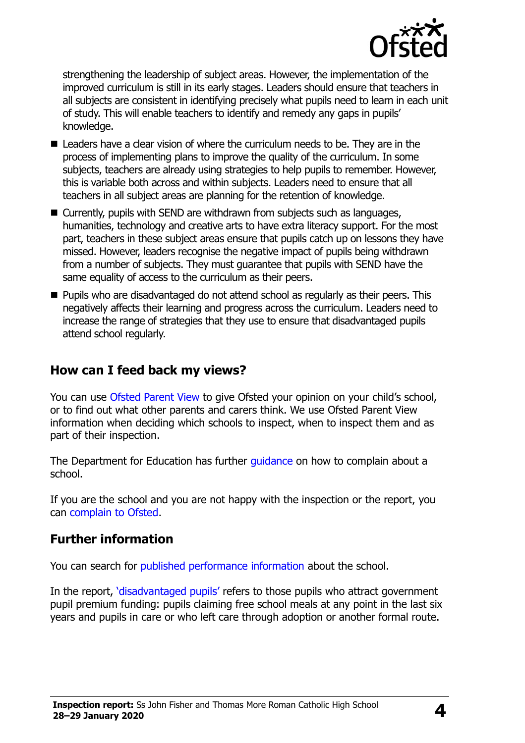strengthening the leadership of subject areas. However, the implementation of the improved curriculum is still in its early stages. Leaders should ensure that teachers in all subjects are consistent in identifying precisely what pupils need to learn in each unit of study. This will enable teachers to identify and remedy any gaps in pupils' knowledge.

- Leaders have a clear vision of where the curriculum needs to be. They are in the process of implementing plans to improve the quality of the curriculum. In some subjects, teachers are already using strategies to help pupils to remember. However, this is variable both across and within subjects. Leaders need to ensure that all teachers in all subject areas are planning for the retention of knowledge.
- Currently, pupils with SEND are withdrawn from subjects such as languages, humanities, technology and creative arts to have extra literacy support. For the most part, teachers in these subject areas ensure that pupils catch up on lessons they have missed. However, leaders recognise the negative impact of pupils being withdrawn from a number of subjects. They must guarantee that pupils with SEND have the same equality of access to the curriculum as their peers.
- Pupils who are disadvantaged do not attend school as regularly as their peers. This negatively affects their learning and progress across the curriculum. Leaders need to increase the range of strategies that they use to ensure that disadvantaged pupils attend school regularly.

## How can I feed back my views?

You can use Ofsted Parent View to give Ofsted your opinion on your child's school, or to find out what other parents and carers think. We use Ofsted Parent View information when deciding which schools to inspect, when to inspect them and as part of their inspection.

The Department for Education has further guidance on how to complain about a school.

If you are the school and you are not happy with the inspection or the report, you can complain to Ofsted.

## Further information

You can search for published performance information about the school.

In the report, 'disadvantaged pupils' refers to those pupils who attract government pupil premium funding: pupils claiming free school meals at any point in the last six years and pupils in care or who left care through adoption or another formal route.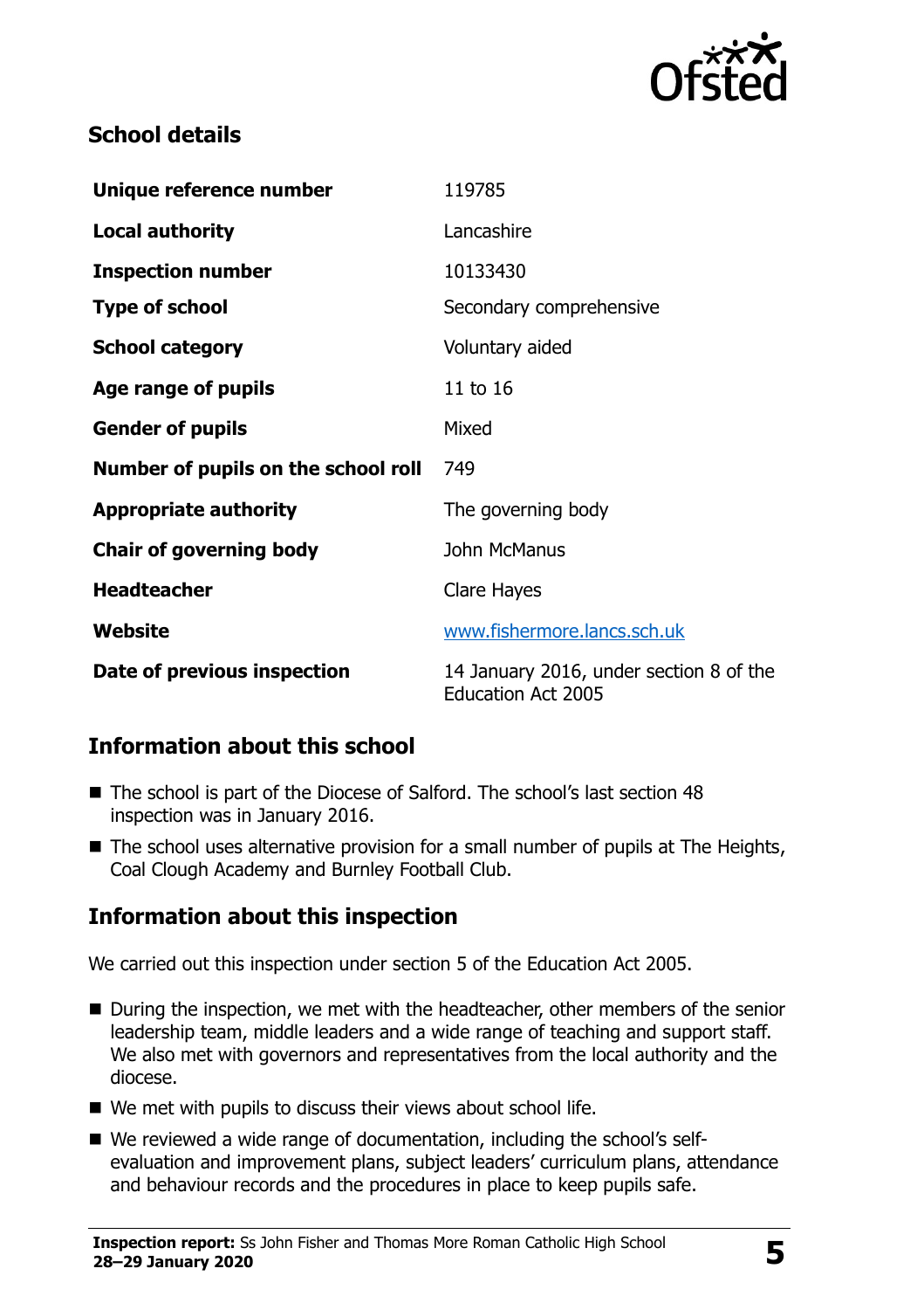## School details

| | |
|---|---|
| **Unique reference number** | 119785 |
| **Local authority** | Lancashire |
| **Inspection number** | 10133430 |
| **Type of school** | Secondary comprehensive |
| **School category** | Voluntary aided |
| **Age range of pupils** | 11 to 16 |
| **Gender of pupils** | Mixed |
| **Number of pupils on the school roll** | 749 |
| **Appropriate authority** | The governing body |
| **Chair of governing body** | John McManus |
| **Headteacher** | Clare Hayes |
| **Website** | www.fishermore.lancs.sch.uk |
| **Date of previous inspection** | 14 January 2016, under section 8 of the Education Act 2005 |

## Information about this school

- The school is part of the Diocese of Salford. The school's last section 48 inspection was in January 2016.
- The school uses alternative provision for a small number of pupils at The Heights, Coal Clough Academy and Burnley Football Club.

## Information about this inspection

We carried out this inspection under section 5 of the Education Act 2005.

- During the inspection, we met with the headteacher, other members of the senior leadership team, middle leaders and a wide range of teaching and support staff. We also met with governors and representatives from the local authority and the diocese.
- We met with pupils to discuss their views about school life.
- We reviewed a wide range of documentation, including the school's self-evaluation and improvement plans, subject leaders' curriculum plans, attendance and behaviour records and the procedures in place to keep pupils safe.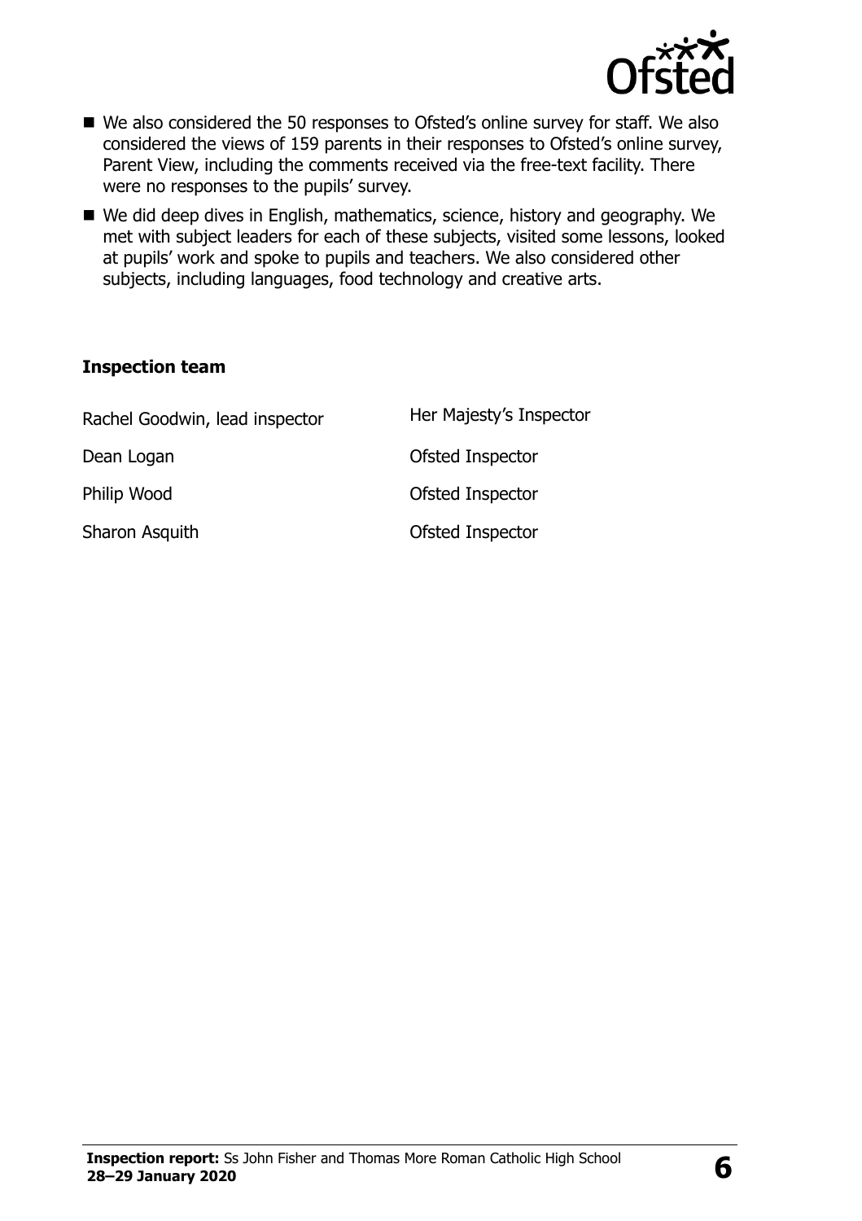- We also considered the 50 responses to Ofsted's online survey for staff. We also considered the views of 159 parents in their responses to Ofsted's online survey, Parent View, including the comments received via the free-text facility. There were no responses to the pupils' survey.
- We did deep dives in English, mathematics, science, history and geography. We met with subject leaders for each of these subjects, visited some lessons, looked at pupils' work and spoke to pupils and teachers. We also considered other subjects, including languages, food technology and creative arts.

### Inspection team

| | |
|---|---|
| Rachel Goodwin, lead inspector | Her Majesty's Inspector |
| Dean Logan | Ofsted Inspector |
| Philip Wood | Ofsted Inspector |
| Sharon Asquith | Ofsted Inspector |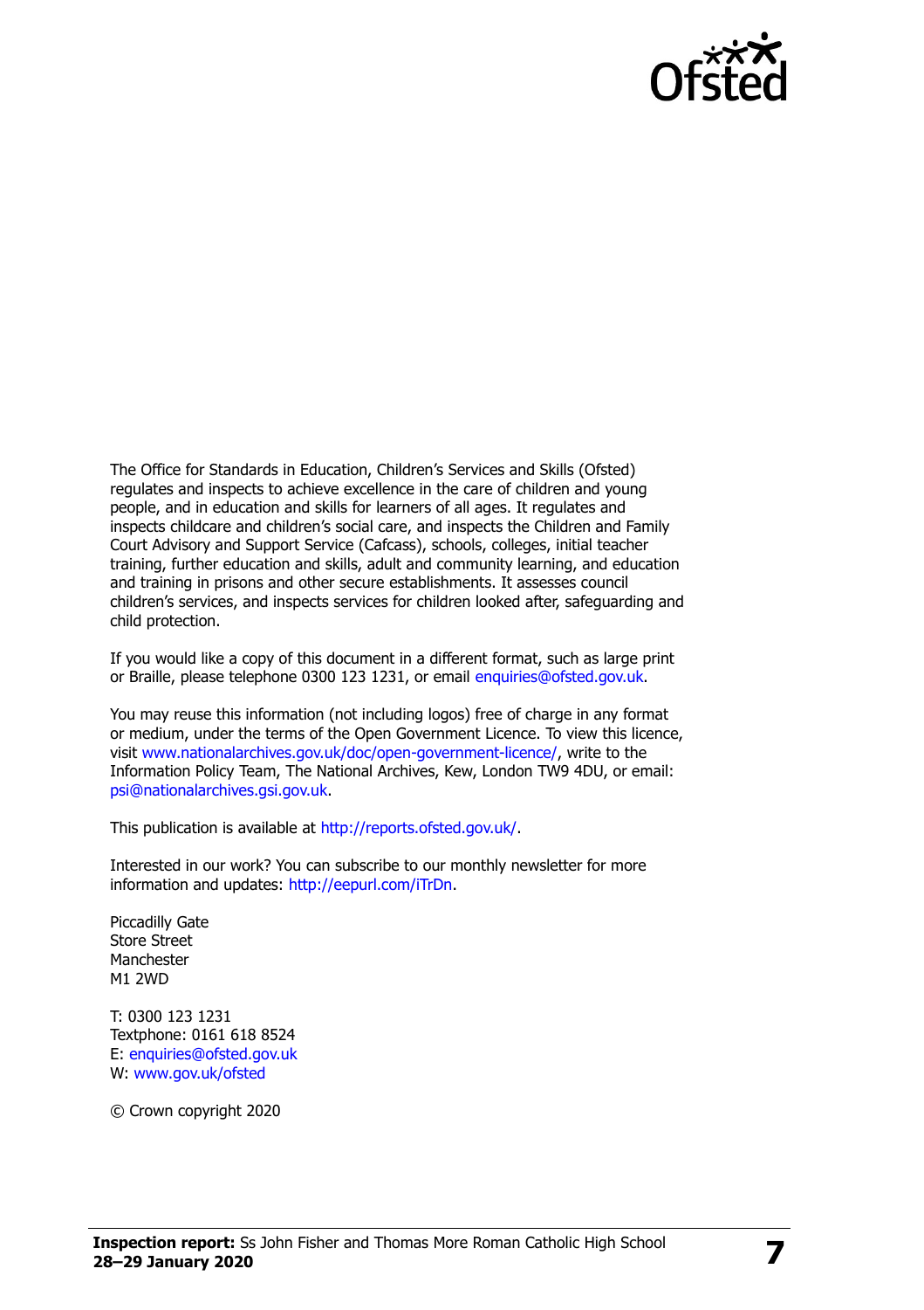The Office for Standards in Education, Children's Services and Skills (Ofsted) regulates and inspects to achieve excellence in the care of children and young people, and in education and skills for learners of all ages. It regulates and inspects childcare and children's social care, and inspects the Children and Family Court Advisory and Support Service (Cafcass), schools, colleges, initial teacher training, further education and skills, adult and community learning, and education and training in prisons and other secure establishments. It assesses council children's services, and inspects services for children looked after, safeguarding and child protection.

If you would like a copy of this document in a different format, such as large print or Braille, please telephone 0300 123 1231, or email enquiries@ofsted.gov.uk.

You may reuse this information (not including logos) free of charge in any format or medium, under the terms of the Open Government Licence. To view this licence, visit www.nationalarchives.gov.uk/doc/open-government-licence/, write to the Information Policy Team, The National Archives, Kew, London TW9 4DU, or email: psi@nationalarchives.gsi.gov.uk.

This publication is available at http://reports.ofsted.gov.uk/.

Interested in our work? You can subscribe to our monthly newsletter for more information and updates: http://eepurl.com/iTrDn.

Piccadilly Gate
Store Street
Manchester
M1 2WD

T: 0300 123 1231
Textphone: 0161 618 8524
E: enquiries@ofsted.gov.uk
W: www.gov.uk/ofsted

© Crown copyright 2020